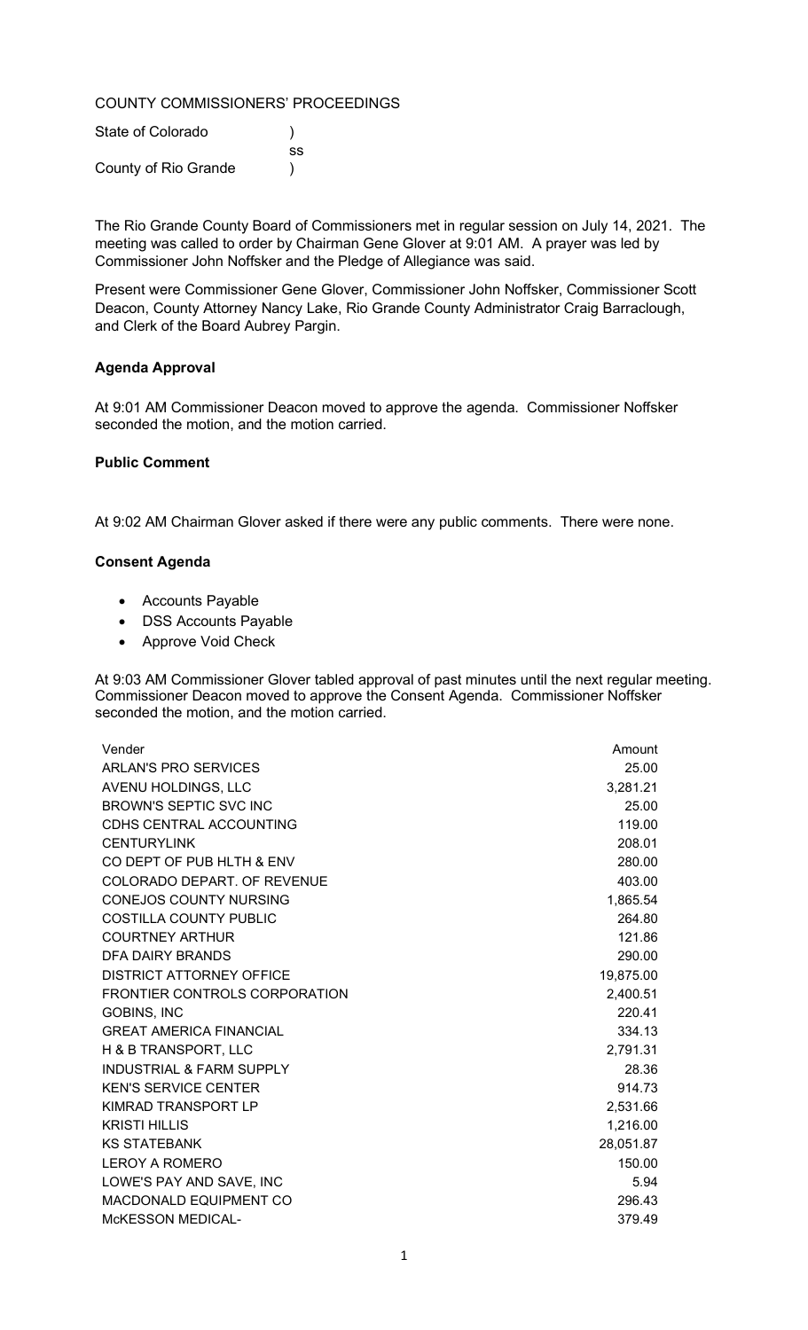COUNTY COMMISSIONERS' PROCEEDINGS

State of Colorado )
ss
County of Rio Grande )

The Rio Grande County Board of Commissioners met in regular session on July 14, 2021. The meeting was called to order by Chairman Gene Glover at 9:01 AM. A prayer was led by Commissioner John Noffsker and the Pledge of Allegiance was said.

Present were Commissioner Gene Glover, Commissioner John Noffsker, Commissioner Scott Deacon, County Attorney Nancy Lake, Rio Grande County Administrator Craig Barraclough, and Clerk of the Board Aubrey Pargin.

**Agenda Approval**

At 9:01 AM Commissioner Deacon moved to approve the agenda. Commissioner Noffsker seconded the motion, and the motion carried.

**Public Comment**

At 9:02 AM Chairman Glover asked if there were any public comments. There were none.

**Consent Agenda**

- Accounts Payable
- DSS Accounts Payable
- Approve Void Check

At 9:03 AM Commissioner Glover tabled approval of past minutes until the next regular meeting. Commissioner Deacon moved to approve the Consent Agenda. Commissioner Noffsker seconded the motion, and the motion carried.

| Vender | Amount |
|---|---|
| ARLAN'S PRO SERVICES | 25.00 |
| AVENU HOLDINGS, LLC | 3,281.21 |
| BROWN'S SEPTIC SVC INC | 25.00 |
| CDHS CENTRAL ACCOUNTING | 119.00 |
| CENTURYLINK | 208.01 |
| CO DEPT OF PUB HLTH & ENV | 280.00 |
| COLORADO DEPART. OF REVENUE | 403.00 |
| CONEJOS COUNTY NURSING | 1,865.54 |
| COSTILLA COUNTY PUBLIC | 264.80 |
| COURTNEY ARTHUR | 121.86 |
| DFA DAIRY BRANDS | 290.00 |
| DISTRICT ATTORNEY OFFICE | 19,875.00 |
| FRONTIER CONTROLS CORPORATION | 2,400.51 |
| GOBINS, INC | 220.41 |
| GREAT AMERICA FINANCIAL | 334.13 |
| H & B TRANSPORT, LLC | 2,791.31 |
| INDUSTRIAL & FARM SUPPLY | 28.36 |
| KEN'S SERVICE CENTER | 914.73 |
| KIMRAD TRANSPORT LP | 2,531.66 |
| KRISTI HILLIS | 1,216.00 |
| KS STATEBANK | 28,051.87 |
| LEROY A ROMERO | 150.00 |
| LOWE'S PAY AND SAVE, INC | 5.94 |
| MACDONALD EQUIPMENT CO | 296.43 |
| McKESSON MEDICAL- | 379.49 |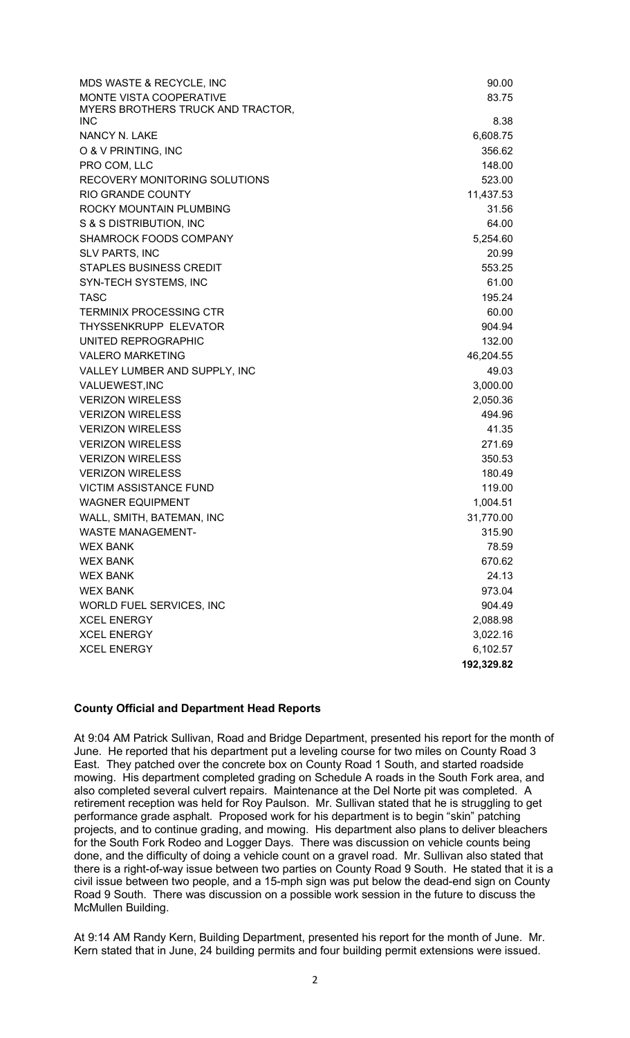| | |
|---|---|
| MDS WASTE & RECYCLE, INC | 90.00 |
| MONTE VISTA COOPERATIVE | 83.75 |
| MYERS BROTHERS TRUCK AND TRACTOR, INC | 8.38 |
| NANCY N. LAKE | 6,608.75 |
| O & V PRINTING, INC | 356.62 |
| PRO COM, LLC | 148.00 |
| RECOVERY MONITORING SOLUTIONS | 523.00 |
| RIO GRANDE COUNTY | 11,437.53 |
| ROCKY MOUNTAIN PLUMBING | 31.56 |
| S & S DISTRIBUTION, INC | 64.00 |
| SHAMROCK FOODS COMPANY | 5,254.60 |
| SLV PARTS, INC | 20.99 |
| STAPLES BUSINESS CREDIT | 553.25 |
| SYN-TECH SYSTEMS, INC | 61.00 |
| TASC | 195.24 |
| TERMINIX PROCESSING CTR | 60.00 |
| THYSSENKRUPP ELEVATOR | 904.94 |
| UNITED REPROGRAPHIC | 132.00 |
| VALERO MARKETING | 46,204.55 |
| VALLEY LUMBER AND SUPPLY, INC | 49.03 |
| VALUEWEST,INC | 3,000.00 |
| VERIZON WIRELESS | 2,050.36 |
| VERIZON WIRELESS | 494.96 |
| VERIZON WIRELESS | 41.35 |
| VERIZON WIRELESS | 271.69 |
| VERIZON WIRELESS | 350.53 |
| VERIZON WIRELESS | 180.49 |
| VICTIM ASSISTANCE FUND | 119.00 |
| WAGNER EQUIPMENT | 1,004.51 |
| WALL, SMITH, BATEMAN, INC | 31,770.00 |
| WASTE MANAGEMENT- | 315.90 |
| WEX BANK | 78.59 |
| WEX BANK | 670.62 |
| WEX BANK | 24.13 |
| WEX BANK | 973.04 |
| WORLD FUEL SERVICES, INC | 904.49 |
| XCEL ENERGY | 2,088.98 |
| XCEL ENERGY | 3,022.16 |
| XCEL ENERGY | 6,102.57 |
| | **192,329.82** |

**County Official and Department Head Reports**

At 9:04 AM Patrick Sullivan, Road and Bridge Department, presented his report for the month of June. He reported that his department put a leveling course for two miles on County Road 3 East. They patched over the concrete box on County Road 1 South, and started roadside mowing. His department completed grading on Schedule A roads in the South Fork area, and also completed several culvert repairs. Maintenance at the Del Norte pit was completed. A retirement reception was held for Roy Paulson. Mr. Sullivan stated that he is struggling to get performance grade asphalt. Proposed work for his department is to begin "skin" patching projects, and to continue grading, and mowing. His department also plans to deliver bleachers for the South Fork Rodeo and Logger Days. There was discussion on vehicle counts being done, and the difficulty of doing a vehicle count on a gravel road. Mr. Sullivan also stated that there is a right-of-way issue between two parties on County Road 9 South. He stated that it is a civil issue between two people, and a 15-mph sign was put below the dead-end sign on County Road 9 South. There was discussion on a possible work session in the future to discuss the McMullen Building.

At 9:14 AM Randy Kern, Building Department, presented his report for the month of June. Mr. Kern stated that in June, 24 building permits and four building permit extensions were issued.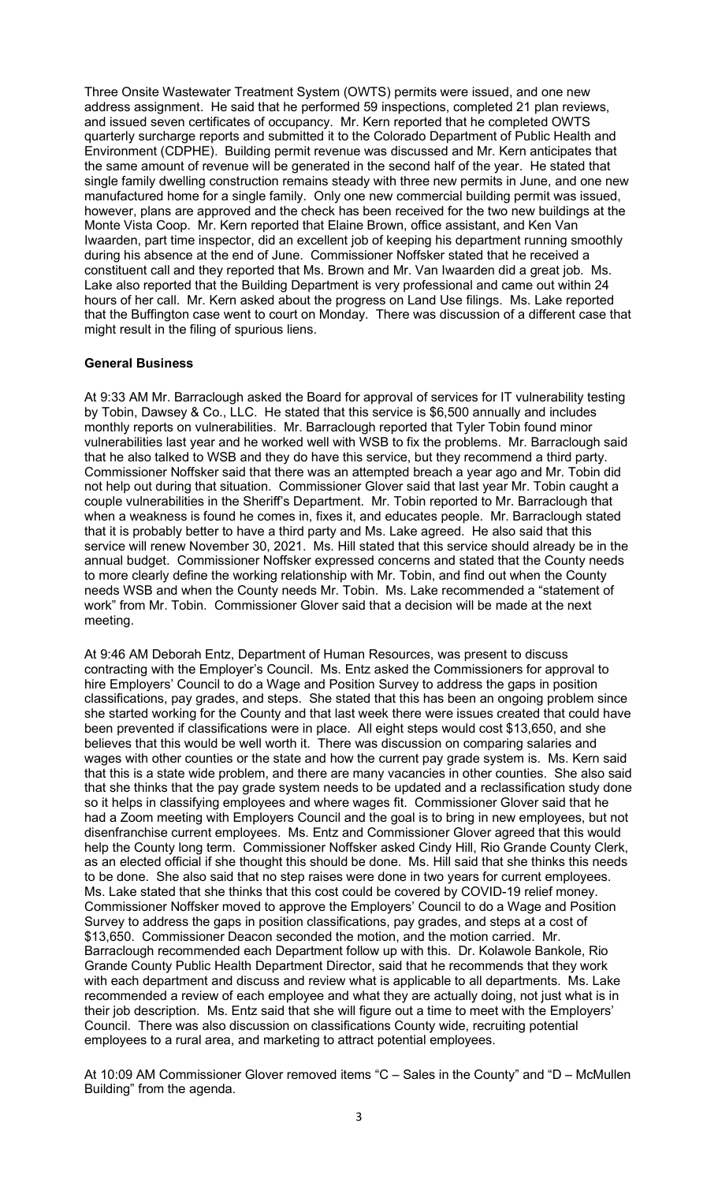Three Onsite Wastewater Treatment System (OWTS) permits were issued, and one new address assignment. He said that he performed 59 inspections, completed 21 plan reviews, and issued seven certificates of occupancy. Mr. Kern reported that he completed OWTS quarterly surcharge reports and submitted it to the Colorado Department of Public Health and Environment (CDPHE). Building permit revenue was discussed and Mr. Kern anticipates that the same amount of revenue will be generated in the second half of the year. He stated that single family dwelling construction remains steady with three new permits in June, and one new manufactured home for a single family. Only one new commercial building permit was issued, however, plans are approved and the check has been received for the two new buildings at the Monte Vista Coop. Mr. Kern reported that Elaine Brown, office assistant, and Ken Van Iwaarden, part time inspector, did an excellent job of keeping his department running smoothly during his absence at the end of June. Commissioner Noffsker stated that he received a constituent call and they reported that Ms. Brown and Mr. Van Iwaarden did a great job. Ms. Lake also reported that the Building Department is very professional and came out within 24 hours of her call. Mr. Kern asked about the progress on Land Use filings. Ms. Lake reported that the Buffington case went to court on Monday. There was discussion of a different case that might result in the filing of spurious liens.

**General Business**

At 9:33 AM Mr. Barraclough asked the Board for approval of services for IT vulnerability testing by Tobin, Dawsey & Co., LLC. He stated that this service is $6,500 annually and includes monthly reports on vulnerabilities. Mr. Barraclough reported that Tyler Tobin found minor vulnerabilities last year and he worked well with WSB to fix the problems. Mr. Barraclough said that he also talked to WSB and they do have this service, but they recommend a third party. Commissioner Noffsker said that there was an attempted breach a year ago and Mr. Tobin did not help out during that situation. Commissioner Glover said that last year Mr. Tobin caught a couple vulnerabilities in the Sheriff's Department. Mr. Tobin reported to Mr. Barraclough that when a weakness is found he comes in, fixes it, and educates people. Mr. Barraclough stated that it is probably better to have a third party and Ms. Lake agreed. He also said that this service will renew November 30, 2021. Ms. Hill stated that this service should already be in the annual budget. Commissioner Noffsker expressed concerns and stated that the County needs to more clearly define the working relationship with Mr. Tobin, and find out when the County needs WSB and when the County needs Mr. Tobin. Ms. Lake recommended a "statement of work" from Mr. Tobin. Commissioner Glover said that a decision will be made at the next meeting.

At 9:46 AM Deborah Entz, Department of Human Resources, was present to discuss contracting with the Employer's Council. Ms. Entz asked the Commissioners for approval to hire Employers' Council to do a Wage and Position Survey to address the gaps in position classifications, pay grades, and steps. She stated that this has been an ongoing problem since she started working for the County and that last week there were issues created that could have been prevented if classifications were in place. All eight steps would cost $13,650, and she believes that this would be well worth it. There was discussion on comparing salaries and wages with other counties or the state and how the current pay grade system is. Ms. Kern said that this is a state wide problem, and there are many vacancies in other counties. She also said that she thinks that the pay grade system needs to be updated and a reclassification study done so it helps in classifying employees and where wages fit. Commissioner Glover said that he had a Zoom meeting with Employers Council and the goal is to bring in new employees, but not disenfranchise current employees. Ms. Entz and Commissioner Glover agreed that this would help the County long term. Commissioner Noffsker asked Cindy Hill, Rio Grande County Clerk, as an elected official if she thought this should be done. Ms. Hill said that she thinks this needs to be done. She also said that no step raises were done in two years for current employees. Ms. Lake stated that she thinks that this cost could be covered by COVID-19 relief money. Commissioner Noffsker moved to approve the Employers' Council to do a Wage and Position Survey to address the gaps in position classifications, pay grades, and steps at a cost of $13,650. Commissioner Deacon seconded the motion, and the motion carried. Mr. Barraclough recommended each Department follow up with this. Dr. Kolawole Bankole, Rio Grande County Public Health Department Director, said that he recommends that they work with each department and discuss and review what is applicable to all departments. Ms. Lake recommended a review of each employee and what they are actually doing, not just what is in their job description. Ms. Entz said that she will figure out a time to meet with the Employers' Council. There was also discussion on classifications County wide, recruiting potential employees to a rural area, and marketing to attract potential employees.

At 10:09 AM Commissioner Glover removed items "C – Sales in the County" and "D – McMullen Building" from the agenda.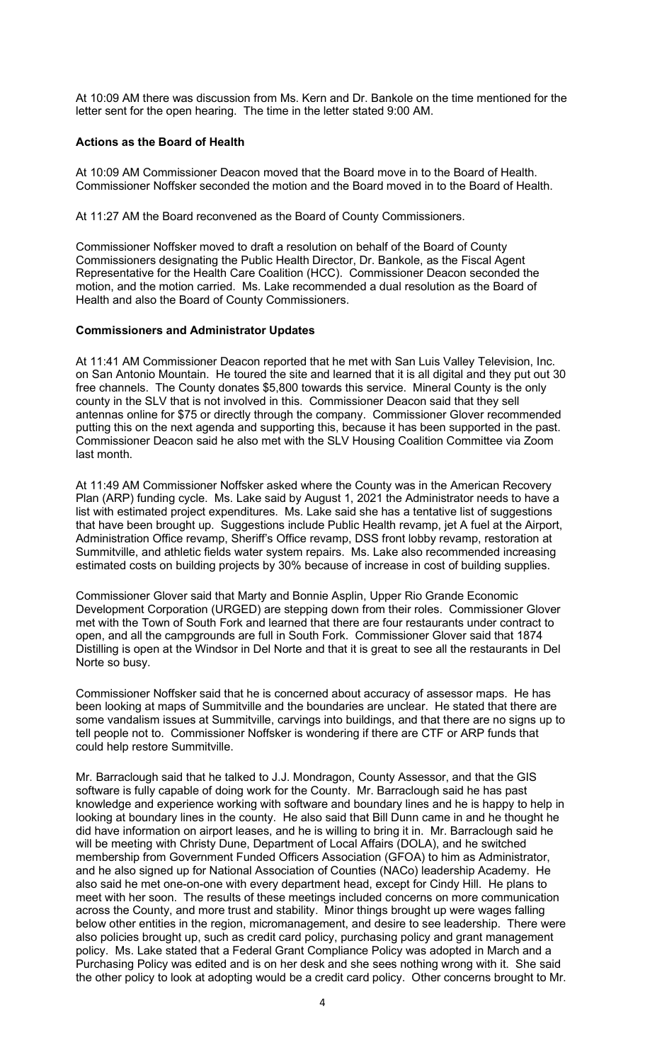At 10:09 AM there was discussion from Ms. Kern and Dr. Bankole on the time mentioned for the letter sent for the open hearing. The time in the letter stated 9:00 AM.

**Actions as the Board of Health**

At 10:09 AM Commissioner Deacon moved that the Board move in to the Board of Health. Commissioner Noffsker seconded the motion and the Board moved in to the Board of Health.

At 11:27 AM the Board reconvened as the Board of County Commissioners.

Commissioner Noffsker moved to draft a resolution on behalf of the Board of County Commissioners designating the Public Health Director, Dr. Bankole, as the Fiscal Agent Representative for the Health Care Coalition (HCC). Commissioner Deacon seconded the motion, and the motion carried. Ms. Lake recommended a dual resolution as the Board of Health and also the Board of County Commissioners.

**Commissioners and Administrator Updates**

At 11:41 AM Commissioner Deacon reported that he met with San Luis Valley Television, Inc. on San Antonio Mountain. He toured the site and learned that it is all digital and they put out 30 free channels. The County donates $5,800 towards this service. Mineral County is the only county in the SLV that is not involved in this. Commissioner Deacon said that they sell antennas online for $75 or directly through the company. Commissioner Glover recommended putting this on the next agenda and supporting this, because it has been supported in the past. Commissioner Deacon said he also met with the SLV Housing Coalition Committee via Zoom last month.

At 11:49 AM Commissioner Noffsker asked where the County was in the American Recovery Plan (ARP) funding cycle. Ms. Lake said by August 1, 2021 the Administrator needs to have a list with estimated project expenditures. Ms. Lake said she has a tentative list of suggestions that have been brought up. Suggestions include Public Health revamp, jet A fuel at the Airport, Administration Office revamp, Sheriff's Office revamp, DSS front lobby revamp, restoration at Summitville, and athletic fields water system repairs. Ms. Lake also recommended increasing estimated costs on building projects by 30% because of increase in cost of building supplies.

Commissioner Glover said that Marty and Bonnie Asplin, Upper Rio Grande Economic Development Corporation (URGED) are stepping down from their roles. Commissioner Glover met with the Town of South Fork and learned that there are four restaurants under contract to open, and all the campgrounds are full in South Fork. Commissioner Glover said that 1874 Distilling is open at the Windsor in Del Norte and that it is great to see all the restaurants in Del Norte so busy.

Commissioner Noffsker said that he is concerned about accuracy of assessor maps. He has been looking at maps of Summitville and the boundaries are unclear. He stated that there are some vandalism issues at Summitville, carvings into buildings, and that there are no signs up to tell people not to. Commissioner Noffsker is wondering if there are CTF or ARP funds that could help restore Summitville.

Mr. Barraclough said that he talked to J.J. Mondragon, County Assessor, and that the GIS software is fully capable of doing work for the County. Mr. Barraclough said he has past knowledge and experience working with software and boundary lines and he is happy to help in looking at boundary lines in the county. He also said that Bill Dunn came in and he thought he did have information on airport leases, and he is willing to bring it in. Mr. Barraclough said he will be meeting with Christy Dune, Department of Local Affairs (DOLA), and he switched membership from Government Funded Officers Association (GFOA) to him as Administrator, and he also signed up for National Association of Counties (NACo) leadership Academy. He also said he met one-on-one with every department head, except for Cindy Hill. He plans to meet with her soon. The results of these meetings included concerns on more communication across the County, and more trust and stability. Minor things brought up were wages falling below other entities in the region, micromanagement, and desire to see leadership. There were also policies brought up, such as credit card policy, purchasing policy and grant management policy. Ms. Lake stated that a Federal Grant Compliance Policy was adopted in March and a Purchasing Policy was edited and is on her desk and she sees nothing wrong with it. She said the other policy to look at adopting would be a credit card policy. Other concerns brought to Mr.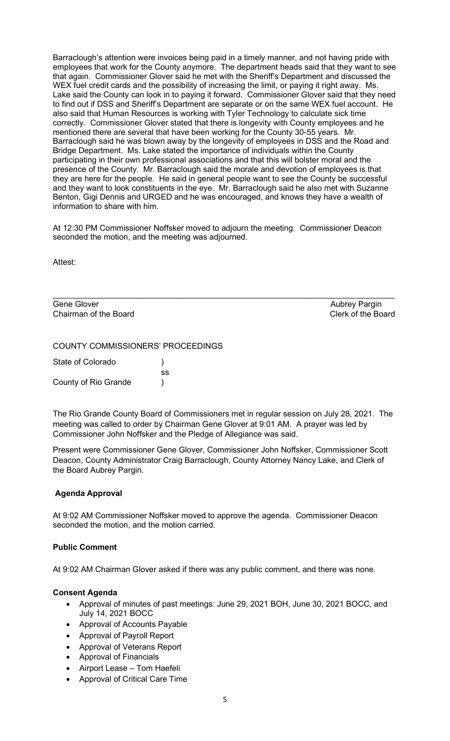Barraclough's attention were invoices being paid in a timely manner, and not having pride with employees that work for the County anymore. The department heads said that they want to see that again. Commissioner Glover said he met with the Sheriff's Department and discussed the WEX fuel credit cards and the possibility of increasing the limit, or paying it right away. Ms. Lake said the County can look in to paying it forward. Commissioner Glover said that they need to find out if DSS and Sheriff's Department are separate or on the same WEX fuel account. He also said that Human Resources is working with Tyler Technology to calculate sick time correctly. Commissioner Glover stated that there is longevity with County employees and he mentioned there are several that have been working for the County 30-55 years. Mr. Barraclough said he was blown away by the longevity of employees in DSS and the Road and Bridge Department. Ms. Lake stated the importance of individuals within the County participating in their own professional associations and that this will bolster moral and the presence of the County. Mr. Barraclough said the morale and devotion of employees is that they are here for the people. He said in general people want to see the County be successful and they want to look constituents in the eye. Mr. Barraclough said he also met with Suzanne Benton, Gigi Dennis and URGED and he was encouraged, and knows they have a wealth of information to share with him.

At 12:30 PM Commissioner Noffsker moved to adjourn the meeting. Commissioner Deacon seconded the motion, and the meeting was adjourned.

Attest:

\_\_\_\_\_\_\_\_\_\_\_\_\_\_\_\_\_\_\_\_\_\_\_\_\_\_\_\_\_\_\_\_\_\_\_\_\_\_\_\_\_\_\_\_\_\_\_\_\_\_\_\_\_\_\_\_\_\_\_\_\_\_\_\_\_\_\_\_\_\_

Gene Glover Aubrey Pargin
Chairman of the Board Clerk of the Board

COUNTY COMMISSIONERS' PROCEEDINGS

State of Colorado )
ss
County of Rio Grande )

The Rio Grande County Board of Commissioners met in regular session on July 28, 2021. The meeting was called to order by Chairman Gene Glover at 9:01 AM. A prayer was led by Commissioner John Noffsker and the Pledge of Allegiance was said.

Present were Commissioner Gene Glover, Commissioner John Noffsker, Commissioner Scott Deacon, County Administrator Craig Barraclough, County Attorney Nancy Lake, and Clerk of the Board Aubrey Pargin.

**Agenda Approval**

At 9:02 AM Commissioner Noffsker moved to approve the agenda. Commissioner Deacon seconded the motion, and the motion carried.

**Public Comment**

At 9:02 AM Chairman Glover asked if there was any public comment, and there was none.

**Consent Agenda**

- Approval of minutes of past meetings: June 29, 2021 BOH, June 30, 2021 BOCC, and July 14, 2021 BOCC
- Approval of Accounts Payable
- Approval of Payroll Report
- Approval of Veterans Report
- Approval of Financials
- Airport Lease – Tom Haefeli
- Approval of Critical Care Time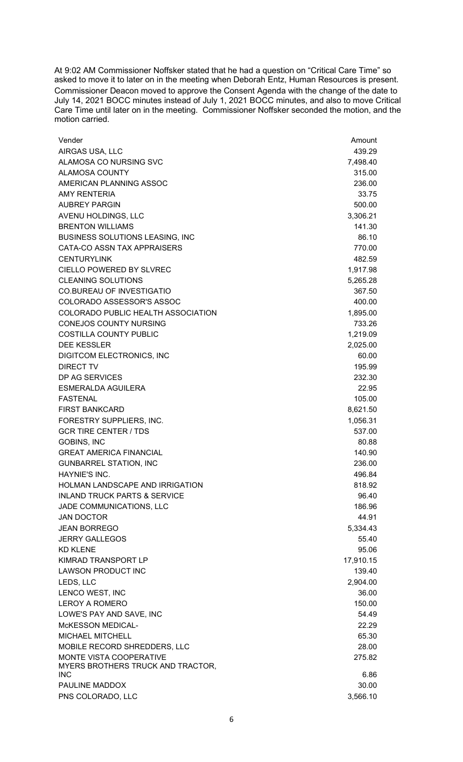At 9:02 AM Commissioner Noffsker stated that he had a question on "Critical Care Time" so asked to move it to later on in the meeting when Deborah Entz, Human Resources is present. Commissioner Deacon moved to approve the Consent Agenda with the change of the date to July 14, 2021 BOCC minutes instead of July 1, 2021 BOCC minutes, and also to move Critical Care Time until later on in the meeting. Commissioner Noffsker seconded the motion, and the motion carried.

| Vender | Amount |
|---|---|
| AIRGAS USA, LLC | 439.29 |
| ALAMOSA CO NURSING SVC | 7,498.40 |
| ALAMOSA COUNTY | 315.00 |
| AMERICAN PLANNING ASSOC | 236.00 |
| AMY RENTERIA | 33.75 |
| AUBREY PARGIN | 500.00 |
| AVENU HOLDINGS, LLC | 3,306.21 |
| BRENTON WILLIAMS | 141.30 |
| BUSINESS SOLUTIONS LEASING, INC | 86.10 |
| CATA-CO ASSN TAX APPRAISERS | 770.00 |
| CENTURYLINK | 482.59 |
| CIELLO POWERED BY SLVREC | 1,917.98 |
| CLEANING SOLUTIONS | 5,265.28 |
| CO.BUREAU OF INVESTIGATIO | 367.50 |
| COLORADO ASSESSOR'S ASSOC | 400.00 |
| COLORADO PUBLIC HEALTH ASSOCIATION | 1,895.00 |
| CONEJOS COUNTY NURSING | 733.26 |
| COSTILLA COUNTY PUBLIC | 1,219.09 |
| DEE KESSLER | 2,025.00 |
| DIGITCOM ELECTRONICS, INC | 60.00 |
| DIRECT TV | 195.99 |
| DP AG SERVICES | 232.30 |
| ESMERALDA AGUILERA | 22.95 |
| FASTENAL | 105.00 |
| FIRST BANKCARD | 8,621.50 |
| FORESTRY SUPPLIERS, INC. | 1,056.31 |
| GCR TIRE CENTER / TDS | 537.00 |
| GOBINS, INC | 80.88 |
| GREAT AMERICA FINANCIAL | 140.90 |
| GUNBARREL STATION, INC | 236.00 |
| HAYNIE'S INC. | 496.84 |
| HOLMAN LANDSCAPE AND IRRIGATION | 818.92 |
| INLAND TRUCK PARTS & SERVICE | 96.40 |
| JADE COMMUNICATIONS, LLC | 186.96 |
| JAN DOCTOR | 44.91 |
| JEAN BORREGO | 5,334.43 |
| JERRY GALLEGOS | 55.40 |
| KD KLENE | 95.06 |
| KIMRAD TRANSPORT LP | 17,910.15 |
| LAWSON PRODUCT INC | 139.40 |
| LEDS, LLC | 2,904.00 |
| LENCO WEST, INC | 36.00 |
| LEROY A ROMERO | 150.00 |
| LOWE'S PAY AND SAVE, INC | 54.49 |
| McKESSON MEDICAL- | 22.29 |
| MICHAEL MITCHELL | 65.30 |
| MOBILE RECORD SHREDDERS, LLC | 28.00 |
| MONTE VISTA COOPERATIVE | 275.82 |
| MYERS BROTHERS TRUCK AND TRACTOR, INC | 6.86 |
| PAULINE MADDOX | 30.00 |
| PNS COLORADO, LLC | 3,566.10 |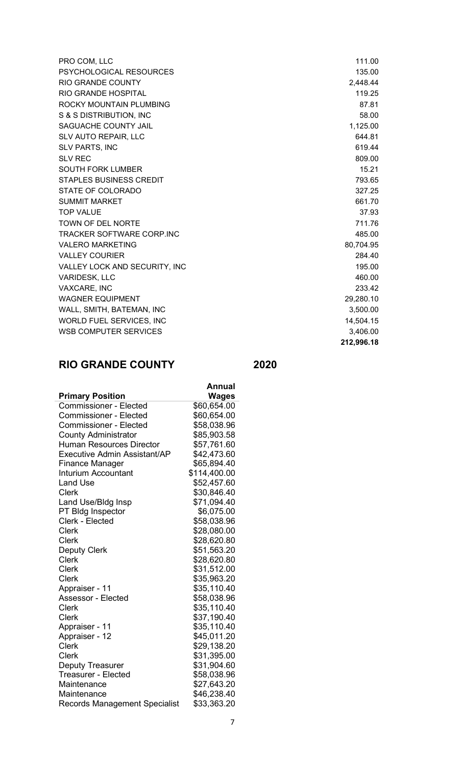| | |
|---|---|
| PRO COM, LLC | 111.00 |
| PSYCHOLOGICAL RESOURCES | 135.00 |
| RIO GRANDE COUNTY | 2,448.44 |
| RIO GRANDE HOSPITAL | 119.25 |
| ROCKY MOUNTAIN PLUMBING | 87.81 |
| S & S DISTRIBUTION, INC | 58.00 |
| SAGUACHE COUNTY JAIL | 1,125.00 |
| SLV AUTO REPAIR, LLC | 644.81 |
| SLV PARTS, INC | 619.44 |
| SLV REC | 809.00 |
| SOUTH FORK LUMBER | 15.21 |
| STAPLES BUSINESS CREDIT | 793.65 |
| STATE OF COLORADO | 327.25 |
| SUMMIT MARKET | 661.70 |
| TOP VALUE | 37.93 |
| TOWN OF DEL NORTE | 711.76 |
| TRACKER SOFTWARE CORP.INC | 485.00 |
| VALERO MARKETING | 80,704.95 |
| VALLEY COURIER | 284.40 |
| VALLEY LOCK AND SECURITY, INC | 195.00 |
| VARIDESK, LLC | 460.00 |
| VAXCARE, INC | 233.42 |
| WAGNER EQUIPMENT | 29,280.10 |
| WALL, SMITH, BATEMAN, INC | 3,500.00 |
| WORLD FUEL SERVICES, INC | 14,504.15 |
| WSB COMPUTER SERVICES | 3,406.00 |
| | **212,996.18** |

## RIO GRANDE COUNTY 2020

| Primary Position | Annual Wages |
|---|---|
| Commissioner - Elected | $60,654.00 |
| Commissioner - Elected | $60,654.00 |
| Commissioner - Elected | $58,038.96 |
| County Administrator | $85,903.58 |
| Human Resources Director | $57,761.60 |
| Executive Admin Assistant/AP | $42,473.60 |
| Finance Manager | $65,894.40 |
| Inturium Accountant | $114,400.00 |
| Land Use | $52,457.60 |
| Clerk | $30,846.40 |
| Land Use/Bldg Insp | $71,094.40 |
| PT Bldg Inspector | $6,075.00 |
| Clerk - Elected | $58,038.96 |
| Clerk | $28,080.00 |
| Clerk | $28,620.80 |
| Deputy Clerk | $51,563.20 |
| Clerk | $28,620.80 |
| Clerk | $31,512.00 |
| Clerk | $35,963.20 |
| Appraiser - 11 | $35,110.40 |
| Assessor - Elected | $58,038.96 |
| Clerk | $35,110.40 |
| Clerk | $37,190.40 |
| Appraiser - 11 | $35,110.40 |
| Appraiser - 12 | $45,011.20 |
| Clerk | $29,138.20 |
| Clerk | $31,395.00 |
| Deputy Treasurer | $31,904.60 |
| Treasurer - Elected | $58,038.96 |
| Maintenance | $27,643.20 |
| Maintenance | $46,238.40 |
| Records Management Specialist | $33,363.20 |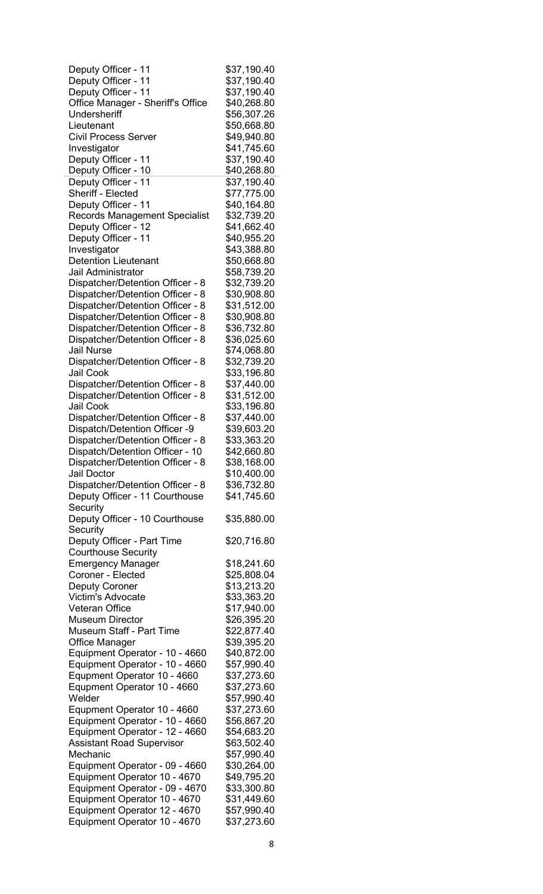| | |
|---|---|
| Deputy Officer - 11 | $37,190.40 |
| Deputy Officer - 11 | $37,190.40 |
| Deputy Officer - 11 | $37,190.40 |
| Office Manager - Sheriff's Office | $40,268.80 |
| Undersheriff | $56,307.26 |
| Lieutenant | $50,668.80 |
| Civil Process Server | $49,940.80 |
| Investigator | $41,745.60 |
| Deputy Officer - 11 | $37,190.40 |
| Deputy Officer - 10 | $40,268.80 |
| Deputy Officer - 11 | $37,190.40 |
| Sheriff - Elected | $77,775.00 |
| Deputy Officer - 11 | $40,164.80 |
| Records Management Specialist | $32,739.20 |
| Deputy Officer - 12 | $41,662.40 |
| Deputy Officer - 11 | $40,955.20 |
| Investigator | $43,388.80 |
| Detention Lieutenant | $50,668.80 |
| Jail Administrator | $58,739.20 |
| Dispatcher/Detention Officer - 8 | $32,739.20 |
| Dispatcher/Detention Officer - 8 | $30,908.80 |
| Dispatcher/Detention Officer - 8 | $31,512.00 |
| Dispatcher/Detention Officer - 8 | $30,908.80 |
| Dispatcher/Detention Officer - 8 | $36,732.80 |
| Dispatcher/Detention Officer - 8 | $36,025.60 |
| Jail Nurse | $74,068.80 |
| Dispatcher/Detention Officer - 8 | $32,739.20 |
| Jail Cook | $33,196.80 |
| Dispatcher/Detention Officer - 8 | $37,440.00 |
| Dispatcher/Detention Officer - 8 | $31,512.00 |
| Jail Cook | $33,196.80 |
| Dispatcher/Detention Officer - 8 | $37,440.00 |
| Dispatch/Detention Officer -9 | $39,603.20 |
| Dispatcher/Detention Officer - 8 | $33,363.20 |
| Dispatch/Detention Officer - 10 | $42,660.80 |
| Dispatcher/Detention Officer - 8 | $38,168.00 |
| Jail Doctor | $10,400.00 |
| Dispatcher/Detention Officer - 8 | $36,732.80 |
| Deputy Officer - 11 Courthouse Security | $41,745.60 |
| Deputy Officer - 10 Courthouse Security | $35,880.00 |
| Deputy Officer - Part Time Courthouse Security | $20,716.80 |
| Emergency Manager | $18,241.60 |
| Coroner - Elected | $25,808.04 |
| Deputy Coroner | $13,213.20 |
| Victim's Advocate | $33,363.20 |
| Veteran Office | $17,940.00 |
| Museum Director | $26,395.20 |
| Museum Staff - Part Time | $22,877.40 |
| Office Manager | $39,395.20 |
| Equipment Operator - 10 - 4660 | $40,872.00 |
| Equipment Operator - 10 - 4660 | $57,990.40 |
| Equpment Operator 10 - 4660 | $37,273.60 |
| Equpment Operator 10 - 4660 | $37,273.60 |
| Welder | $57,990.40 |
| Equpment Operator 10 - 4660 | $37,273.60 |
| Equipment Operator - 10 - 4660 | $56,867.20 |
| Equipment Operator - 12 - 4660 | $54,683.20 |
| Assistant Road Supervisor | $63,502.40 |
| Mechanic | $57,990.40 |
| Equipment Operator - 09 - 4660 | $30,264.00 |
| Equipment Operator 10 - 4670 | $49,795.20 |
| Equipment Operator - 09 - 4670 | $33,300.80 |
| Equipment Operator 10 - 4670 | $31,449.60 |
| Equipment Operator 12 - 4670 | $57,990.40 |
| Equipment Operator 10 - 4670 | $37,273.60 |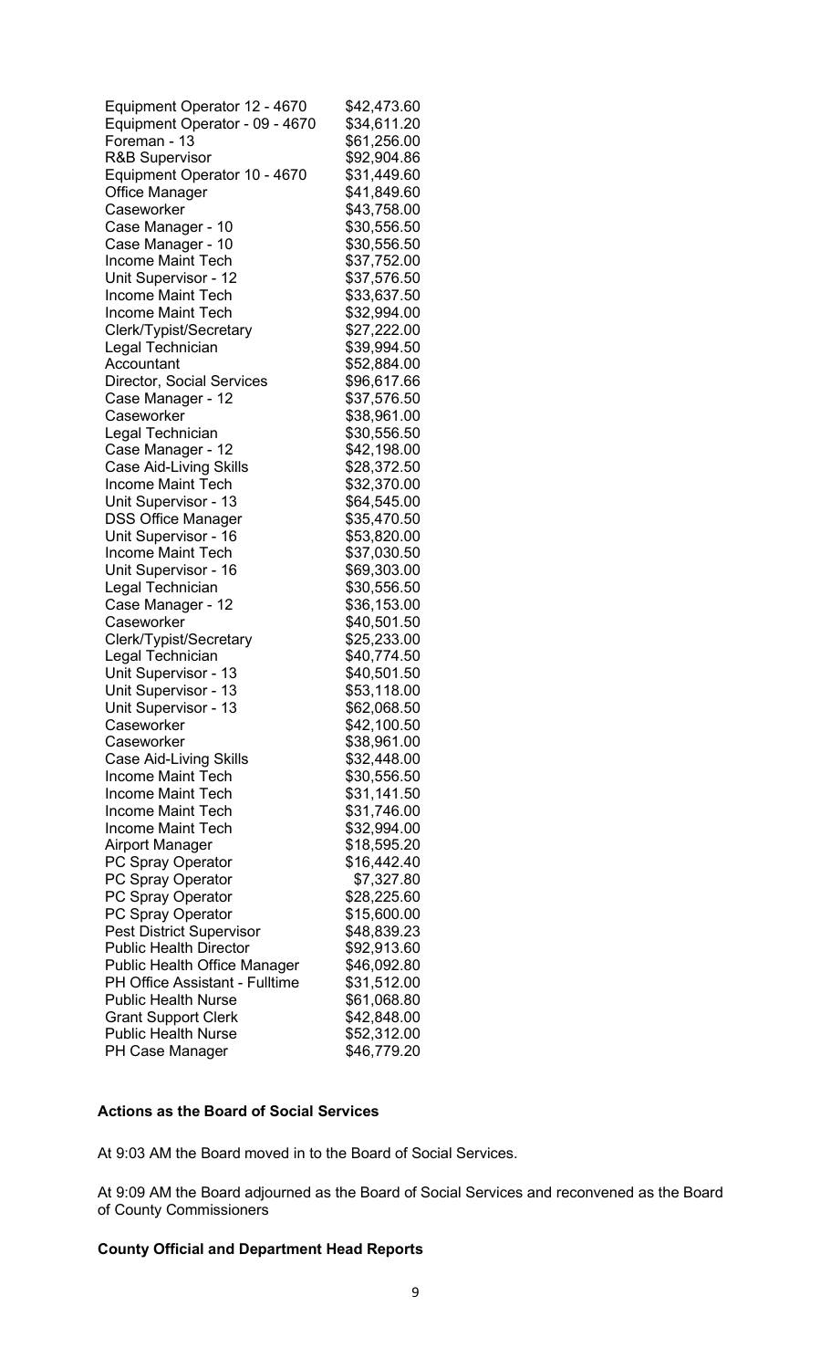| | |
|---|---|
| Equipment Operator 12 - 4670 | $42,473.60 |
| Equipment Operator - 09 - 4670 | $34,611.20 |
| Foreman - 13 | $61,256.00 |
| R&B Supervisor | $92,904.86 |
| Equipment Operator 10 - 4670 | $31,449.60 |
| Office Manager | $41,849.60 |
| Caseworker | $43,758.00 |
| Case Manager - 10 | $30,556.50 |
| Case Manager - 10 | $30,556.50 |
| Income Maint Tech | $37,752.00 |
| Unit Supervisor - 12 | $37,576.50 |
| Income Maint Tech | $33,637.50 |
| Income Maint Tech | $32,994.00 |
| Clerk/Typist/Secretary | $27,222.00 |
| Legal Technician | $39,994.50 |
| Accountant | $52,884.00 |
| Director, Social Services | $96,617.66 |
| Case Manager - 12 | $37,576.50 |
| Caseworker | $38,961.00 |
| Legal Technician | $30,556.50 |
| Case Manager - 12 | $42,198.00 |
| Case Aid-Living Skills | $28,372.50 |
| Income Maint Tech | $32,370.00 |
| Unit Supervisor - 13 | $64,545.00 |
| DSS Office Manager | $35,470.50 |
| Unit Supervisor - 16 | $53,820.00 |
| Income Maint Tech | $37,030.50 |
| Unit Supervisor - 16 | $69,303.00 |
| Legal Technician | $30,556.50 |
| Case Manager - 12 | $36,153.00 |
| Caseworker | $40,501.50 |
| Clerk/Typist/Secretary | $25,233.00 |
| Legal Technician | $40,774.50 |
| Unit Supervisor - 13 | $40,501.50 |
| Unit Supervisor - 13 | $53,118.00 |
| Unit Supervisor - 13 | $62,068.50 |
| Caseworker | $42,100.50 |
| Caseworker | $38,961.00 |
| Case Aid-Living Skills | $32,448.00 |
| Income Maint Tech | $30,556.50 |
| Income Maint Tech | $31,141.50 |
| Income Maint Tech | $31,746.00 |
| Income Maint Tech | $32,994.00 |
| Airport Manager | $18,595.20 |
| PC Spray Operator | $16,442.40 |
| PC Spray Operator | $7,327.80 |
| PC Spray Operator | $28,225.60 |
| PC Spray Operator | $15,600.00 |
| Pest District Supervisor | $48,839.23 |
| Public Health Director | $92,913.60 |
| Public Health Office Manager | $46,092.80 |
| PH Office Assistant - Fulltime | $31,512.00 |
| Public Health Nurse | $61,068.80 |
| Grant Support Clerk | $42,848.00 |
| Public Health Nurse | $52,312.00 |
| PH Case Manager | $46,779.20 |

**Actions as the Board of Social Services**

At 9:03 AM the Board moved in to the Board of Social Services.

At 9:09 AM the Board adjourned as the Board of Social Services and reconvened as the Board of County Commissioners

**County Official and Department Head Reports**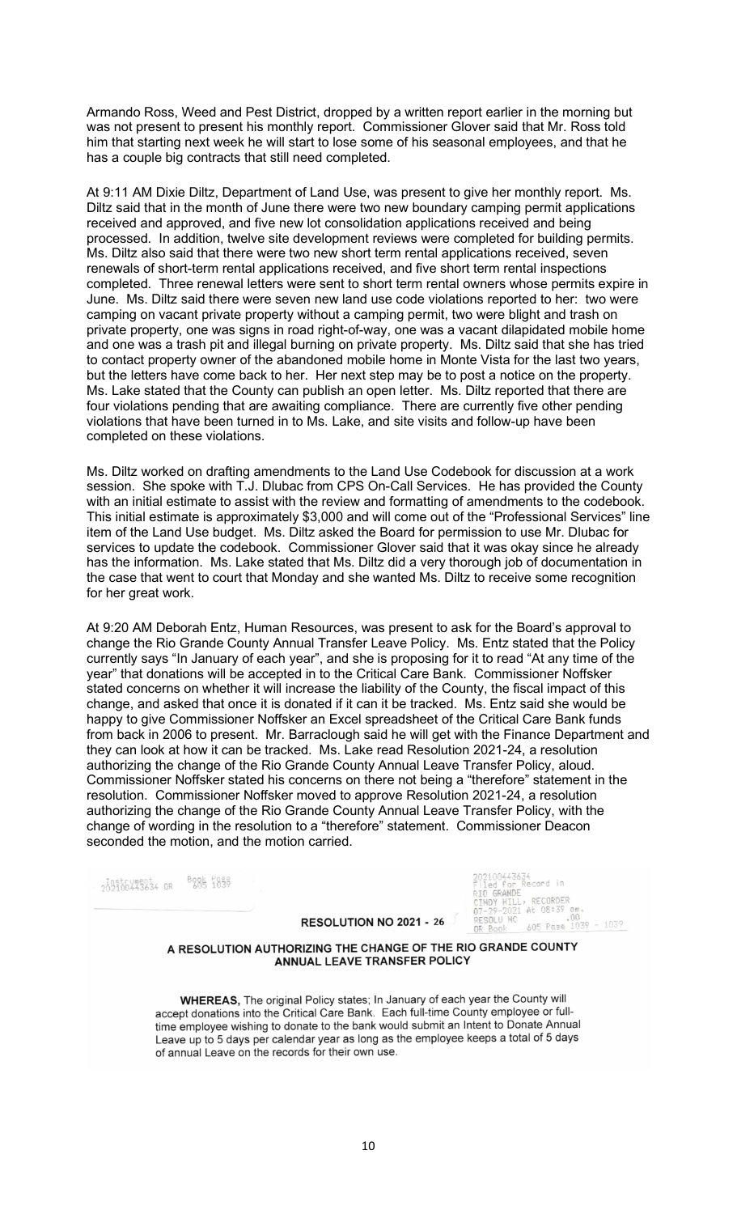Armando Ross, Weed and Pest District, dropped by a written report earlier in the morning but was not present to present his monthly report. Commissioner Glover said that Mr. Ross told him that starting next week he will start to lose some of his seasonal employees, and that he has a couple big contracts that still need completed.

At 9:11 AM Dixie Diltz, Department of Land Use, was present to give her monthly report. Ms. Diltz said that in the month of June there were two new boundary camping permit applications received and approved, and five new lot consolidation applications received and being processed. In addition, twelve site development reviews were completed for building permits. Ms. Diltz also said that there were two new short term rental applications received, seven renewals of short-term rental applications received, and five short term rental inspections completed. Three renewal letters were sent to short term rental owners whose permits expire in June. Ms. Diltz said there were seven new land use code violations reported to her: two were camping on vacant private property without a camping permit, two were blight and trash on private property, one was signs in road right-of-way, one was a vacant dilapidated mobile home and one was a trash pit and illegal burning on private property. Ms. Diltz said that she has tried to contact property owner of the abandoned mobile home in Monte Vista for the last two years, but the letters have come back to her. Her next step may be to post a notice on the property. Ms. Lake stated that the County can publish an open letter. Ms. Diltz reported that there are four violations pending that are awaiting compliance. There are currently five other pending violations that have been turned in to Ms. Lake, and site visits and follow-up have been completed on these violations.

Ms. Diltz worked on drafting amendments to the Land Use Codebook for discussion at a work session. She spoke with T.J. Dlubac from CPS On-Call Services. He has provided the County with an initial estimate to assist with the review and formatting of amendments to the codebook. This initial estimate is approximately $3,000 and will come out of the "Professional Services" line item of the Land Use budget. Ms. Diltz asked the Board for permission to use Mr. Dlubac for services to update the codebook. Commissioner Glover said that it was okay since he already has the information. Ms. Lake stated that Ms. Diltz did a very thorough job of documentation in the case that went to court that Monday and she wanted Ms. Diltz to receive some recognition for her great work.

At 9:20 AM Deborah Entz, Human Resources, was present to ask for the Board's approval to change the Rio Grande County Annual Transfer Leave Policy. Ms. Entz stated that the Policy currently says "In January of each year", and she is proposing for it to read "At any time of the year" that donations will be accepted in to the Critical Care Bank. Commissioner Noffsker stated concerns on whether it will increase the liability of the County, the fiscal impact of this change, and asked that once it is donated if it can it be tracked. Ms. Entz said she would be happy to give Commissioner Noffsker an Excel spreadsheet of the Critical Care Bank funds from back in 2006 to present. Mr. Barraclough said he will get with the Finance Department and they can look at how it can be tracked. Ms. Lake read Resolution 2021-24, a resolution authorizing the change of the Rio Grande County Annual Leave Transfer Policy, aloud. Commissioner Noffsker stated his concerns on there not being a "therefore" statement in the resolution. Commissioner Noffsker moved to approve Resolution 2021-24, a resolution authorizing the change of the Rio Grande County Annual Leave Transfer Policy, with the change of wording in the resolution to a "therefore" statement. Commissioner Deacon seconded the motion, and the motion carried.

Instrument 202100443634 OR Book 605 Page 1039

202100443634 Filed for Record in RIO GRANDE CINDY HILL, RECORDER 07-29-2021 At 08:39 am. RESOLU NC .00 OR Book 605 Page 1039 - 1039

**RESOLUTION NO 2021 - 26**

**A RESOLUTION AUTHORIZING THE CHANGE OF THE RIO GRANDE COUNTY ANNUAL LEAVE TRANSFER POLICY**

**WHEREAS,** The original Policy states; In January of each year the County will accept donations into the Critical Care Bank. Each full-time County employee or full-time employee wishing to donate to the bank would submit an Intent to Donate Annual Leave up to 5 days per calendar year as long as the employee keeps a total of 5 days of annual Leave on the records for their own use.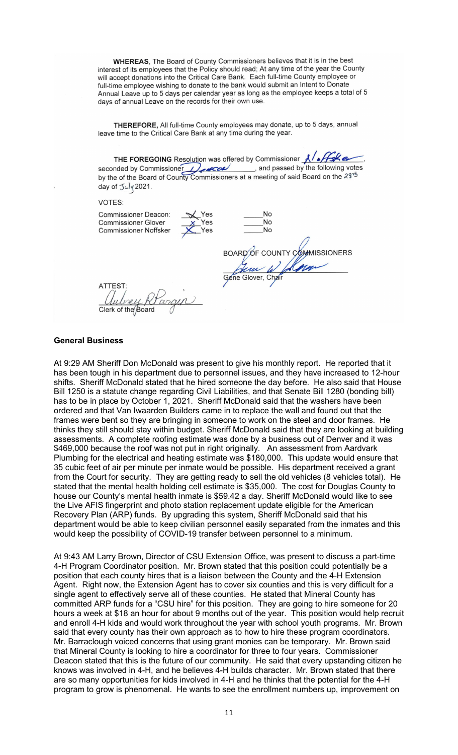**WHEREAS**, The Board of County Commissioners believes that it is in the best interest of its employees that the Policy should read; At any time of the year the County will accept donations into the Critical Care Bank. Each full-time County employee or full-time employee wishing to donate to the bank would submit an Intent to Donate Annual Leave up to 5 days per calendar year as long as the employee keeps a total of 5 days of annual Leave on the records for their own use.

**THEREFORE,** All full-time County employees may donate, up to 5 days, annual leave time to the Critical Care Bank at any time during the year.

**THE FOREGOING** Resolution was offered by Commissioner N. Noffsker, seconded by Commissioner Deacon, and passed by the following votes by the of the Board of County Commissioners at a meeting of said Board on the 28th day of July 2021.

VOTES:

| | | |
|---|---|---|
| Commissioner Deacon: | X Yes | ___No |
| Commissioner Glover | x Yes | ___No |
| Commissioner Noffsker | X Yes | ___No |

BOARD OF COUNTY COMMISSIONERS

Gene Glover, Chair

ATTEST:

Clerk of the Board

## General Business

At 9:29 AM Sheriff Don McDonald was present to give his monthly report. He reported that it has been tough in his department due to personnel issues, and they have increased to 12-hour shifts. Sheriff McDonald stated that he hired someone the day before. He also said that House Bill 1250 is a statute change regarding Civil Liabilities, and that Senate Bill 1280 (bonding bill) has to be in place by October 1, 2021. Sheriff McDonald said that the washers have been ordered and that Van Iwaarden Builders came in to replace the wall and found out that the frames were bent so they are bringing in someone to work on the steel and door frames. He thinks they still should stay within budget. Sheriff McDonald said that they are looking at building assessments. A complete roofing estimate was done by a business out of Denver and it was $469,000 because the roof was not put in right originally. An assessment from Aardvark Plumbing for the electrical and heating estimate was $180,000. This update would ensure that 35 cubic feet of air per minute per inmate would be possible. His department received a grant from the Court for security. They are getting ready to sell the old vehicles (8 vehicles total). He stated that the mental health holding cell estimate is $35,000. The cost for Douglas County to house our County's mental health inmate is $59.42 a day. Sheriff McDonald would like to see the Live AFIS fingerprint and photo station replacement update eligible for the American Recovery Plan (ARP) funds. By upgrading this system, Sheriff McDonald said that his department would be able to keep civilian personnel easily separated from the inmates and this would keep the possibility of COVID-19 transfer between personnel to a minimum.

At 9:43 AM Larry Brown, Director of CSU Extension Office, was present to discuss a part-time 4-H Program Coordinator position. Mr. Brown stated that this position could potentially be a position that each county hires that is a liaison between the County and the 4-H Extension Agent. Right now, the Extension Agent has to cover six counties and this is very difficult for a single agent to effectively serve all of these counties. He stated that Mineral County has committed ARP funds for a "CSU hire" for this position. They are going to hire someone for 20 hours a week at $18 an hour for about 9 months out of the year. This position would help recruit and enroll 4-H kids and would work throughout the year with school youth programs. Mr. Brown said that every county has their own approach as to how to hire these program coordinators. Mr. Barraclough voiced concerns that using grant monies can be temporary. Mr. Brown said that Mineral County is looking to hire a coordinator for three to four years. Commissioner Deacon stated that this is the future of our community. He said that every upstanding citizen he knows was involved in 4-H, and he believes 4-H builds character. Mr. Brown stated that there are so many opportunities for kids involved in 4-H and he thinks that the potential for the 4-H program to grow is phenomenal. He wants to see the enrollment numbers up, improvement on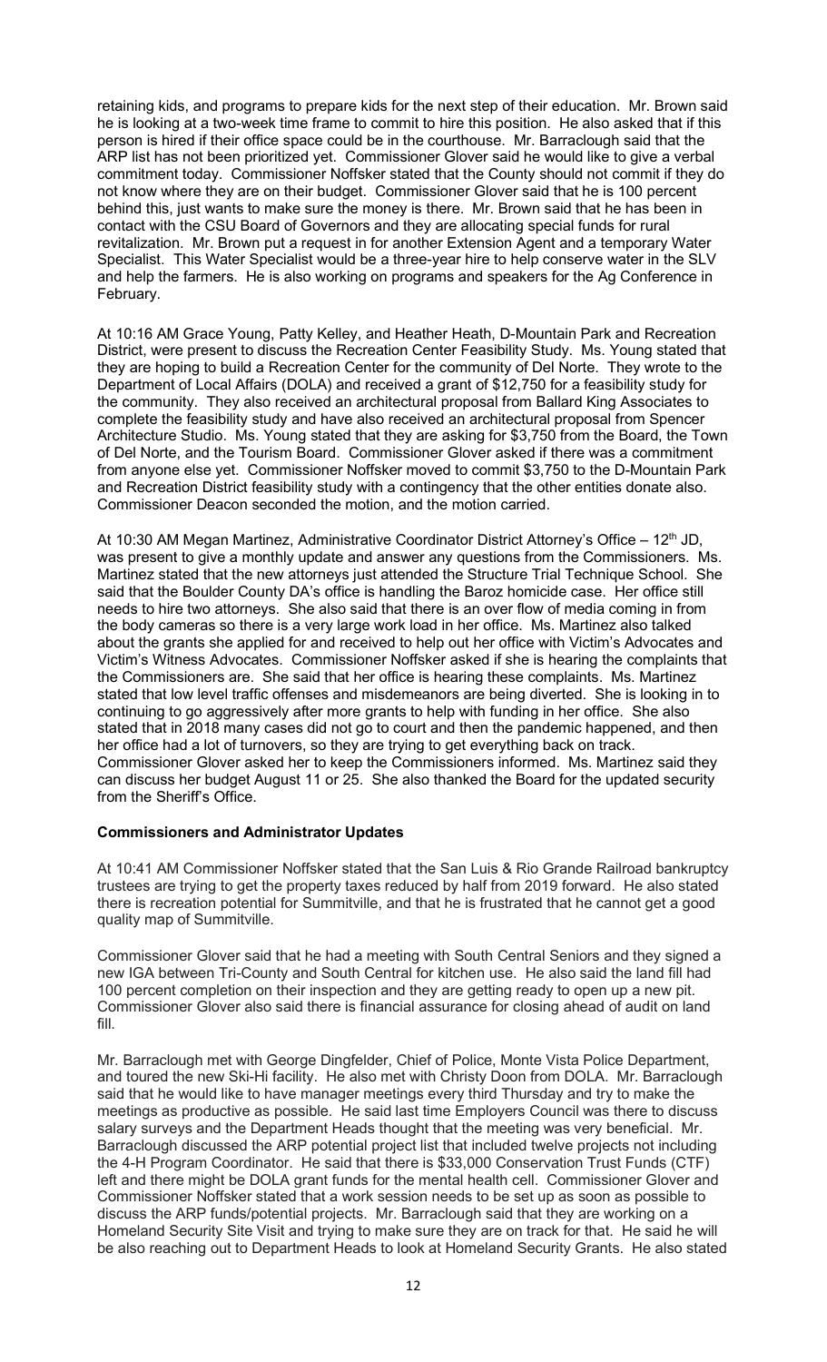retaining kids, and programs to prepare kids for the next step of their education. Mr. Brown said he is looking at a two-week time frame to commit to hire this position. He also asked that if this person is hired if their office space could be in the courthouse. Mr. Barraclough said that the ARP list has not been prioritized yet. Commissioner Glover said he would like to give a verbal commitment today. Commissioner Noffsker stated that the County should not commit if they do not know where they are on their budget. Commissioner Glover said that he is 100 percent behind this, just wants to make sure the money is there. Mr. Brown said that he has been in contact with the CSU Board of Governors and they are allocating special funds for rural revitalization. Mr. Brown put a request in for another Extension Agent and a temporary Water Specialist. This Water Specialist would be a three-year hire to help conserve water in the SLV and help the farmers. He is also working on programs and speakers for the Ag Conference in February.

At 10:16 AM Grace Young, Patty Kelley, and Heather Heath, D-Mountain Park and Recreation District, were present to discuss the Recreation Center Feasibility Study. Ms. Young stated that they are hoping to build a Recreation Center for the community of Del Norte. They wrote to the Department of Local Affairs (DOLA) and received a grant of $12,750 for a feasibility study for the community. They also received an architectural proposal from Ballard King Associates to complete the feasibility study and have also received an architectural proposal from Spencer Architecture Studio. Ms. Young stated that they are asking for $3,750 from the Board, the Town of Del Norte, and the Tourism Board. Commissioner Glover asked if there was a commitment from anyone else yet. Commissioner Noffsker moved to commit $3,750 to the D-Mountain Park and Recreation District feasibility study with a contingency that the other entities donate also. Commissioner Deacon seconded the motion, and the motion carried.

At 10:30 AM Megan Martinez, Administrative Coordinator District Attorney's Office – 12th JD, was present to give a monthly update and answer any questions from the Commissioners. Ms. Martinez stated that the new attorneys just attended the Structure Trial Technique School. She said that the Boulder County DA's office is handling the Baroz homicide case. Her office still needs to hire two attorneys. She also said that there is an over flow of media coming in from the body cameras so there is a very large work load in her office. Ms. Martinez also talked about the grants she applied for and received to help out her office with Victim's Advocates and Victim's Witness Advocates. Commissioner Noffsker asked if she is hearing the complaints that the Commissioners are. She said that her office is hearing these complaints. Ms. Martinez stated that low level traffic offenses and misdemeanors are being diverted. She is looking in to continuing to go aggressively after more grants to help with funding in her office. She also stated that in 2018 many cases did not go to court and then the pandemic happened, and then her office had a lot of turnovers, so they are trying to get everything back on track. Commissioner Glover asked her to keep the Commissioners informed. Ms. Martinez said they can discuss her budget August 11 or 25. She also thanked the Board for the updated security from the Sheriff's Office.

**Commissioners and Administrator Updates**

At 10:41 AM Commissioner Noffsker stated that the San Luis & Rio Grande Railroad bankruptcy trustees are trying to get the property taxes reduced by half from 2019 forward. He also stated there is recreation potential for Summitville, and that he is frustrated that he cannot get a good quality map of Summitville.

Commissioner Glover said that he had a meeting with South Central Seniors and they signed a new IGA between Tri-County and South Central for kitchen use. He also said the land fill had 100 percent completion on their inspection and they are getting ready to open up a new pit. Commissioner Glover also said there is financial assurance for closing ahead of audit on land fill.

Mr. Barraclough met with George Dingfelder, Chief of Police, Monte Vista Police Department, and toured the new Ski-Hi facility. He also met with Christy Doon from DOLA. Mr. Barraclough said that he would like to have manager meetings every third Thursday and try to make the meetings as productive as possible. He said last time Employers Council was there to discuss salary surveys and the Department Heads thought that the meeting was very beneficial. Mr. Barraclough discussed the ARP potential project list that included twelve projects not including the 4-H Program Coordinator. He said that there is $33,000 Conservation Trust Funds (CTF) left and there might be DOLA grant funds for the mental health cell. Commissioner Glover and Commissioner Noffsker stated that a work session needs to be set up as soon as possible to discuss the ARP funds/potential projects. Mr. Barraclough said that they are working on a Homeland Security Site Visit and trying to make sure they are on track for that. He said he will be also reaching out to Department Heads to look at Homeland Security Grants. He also stated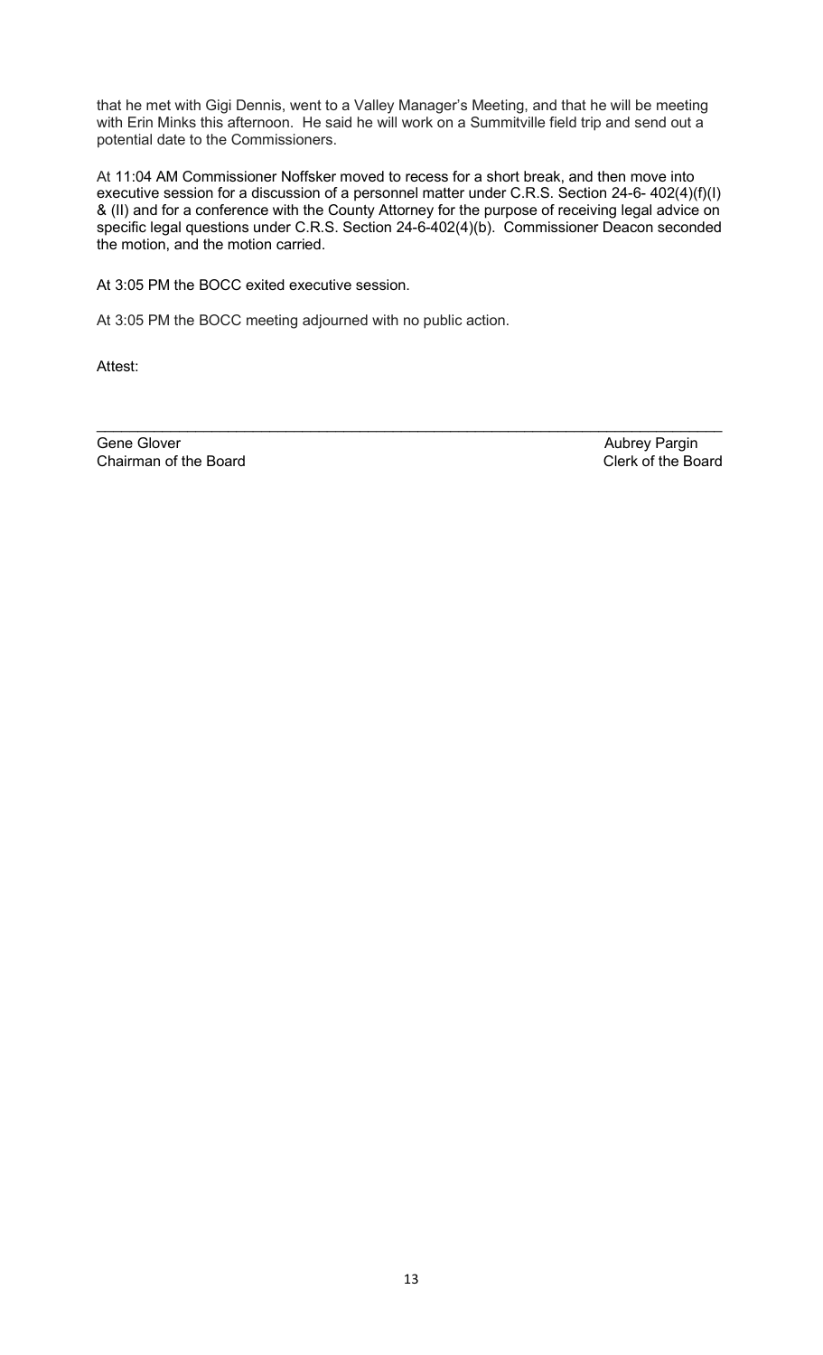that he met with Gigi Dennis, went to a Valley Manager's Meeting, and that he will be meeting with Erin Minks this afternoon. He said he will work on a Summitville field trip and send out a potential date to the Commissioners.

At 11:04 AM Commissioner Noffsker moved to recess for a short break, and then move into executive session for a discussion of a personnel matter under C.R.S. Section 24-6- 402(4)(f)(I) & (II) and for a conference with the County Attorney for the purpose of receiving legal advice on specific legal questions under C.R.S. Section 24-6-402(4)(b). Commissioner Deacon seconded the motion, and the motion carried.

At 3:05 PM the BOCC exited executive session.

At 3:05 PM the BOCC meeting adjourned with no public action.

Attest:

\_\_\_\_\_\_\_\_\_\_\_\_\_\_\_\_\_\_\_\_\_\_\_\_\_\_\_\_\_\_\_\_\_\_\_\_\_\_\_\_\_\_\_\_\_\_\_\_\_\_\_\_\_\_\_\_\_\_\_\_\_\_\_\_\_\_\_\_\_\_\_\_

Gene Glover
Chairman of the Board

Aubrey Pargin
Clerk of the Board